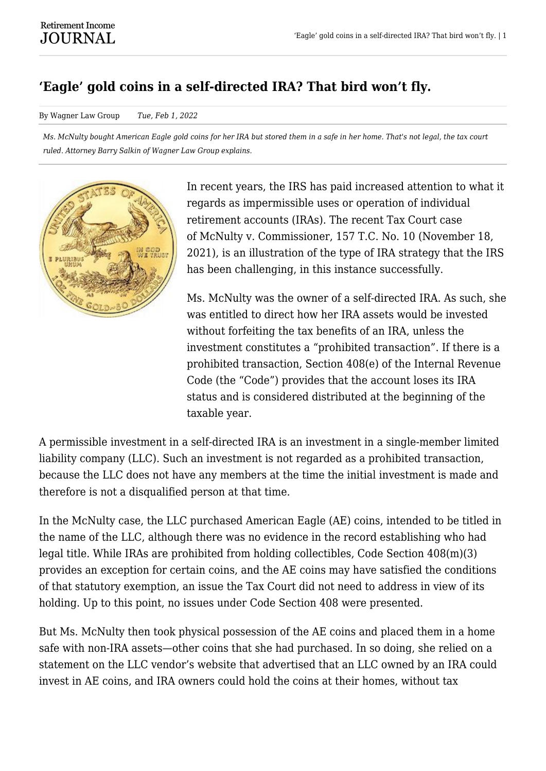# 'Eagle' gold coins in a self-directed IRA? That bird won't fly.

By Wagner Law Group    *Tue, Feb 1, 2022*

*Ms. McNulty bought American Eagle gold coins for her IRA but stored them in a safe in her home. That's not legal, the tax court ruled. Attorney Barry Salkin of Wagner Law Group explains.*

In recent years, the IRS has paid increased attention to what it regards as impermissible uses or operation of individual retirement accounts (IRAs). The recent Tax Court case of McNulty v. Commissioner, 157 T.C. No. 10 (November 18, 2021), is an illustration of the type of IRA strategy that the IRS has been challenging, in this instance successfully.

Ms. McNulty was the owner of a self-directed IRA. As such, she was entitled to direct how her IRA assets would be invested without forfeiting the tax benefits of an IRA, unless the investment constitutes a "prohibited transaction". If there is a prohibited transaction, Section 408(e) of the Internal Revenue Code (the "Code") provides that the account loses its IRA status and is considered distributed at the beginning of the taxable year.

A permissible investment in a self-directed IRA is an investment in a single-member limited liability company (LLC). Such an investment is not regarded as a prohibited transaction, because the LLC does not have any members at the time the initial investment is made and therefore is not a disqualified person at that time.

In the McNulty case, the LLC purchased American Eagle (AE) coins, intended to be titled in the name of the LLC, although there was no evidence in the record establishing who had legal title. While IRAs are prohibited from holding collectibles, Code Section 408(m)(3) provides an exception for certain coins, and the AE coins may have satisfied the conditions of that statutory exemption, an issue the Tax Court did not need to address in view of its holding. Up to this point, no issues under Code Section 408 were presented.

But Ms. McNulty then took physical possession of the AE coins and placed them in a home safe with non-IRA assets—other coins that she had purchased. In so doing, she relied on a statement on the LLC vendor's website that advertised that an LLC owned by an IRA could invest in AE coins, and IRA owners could hold the coins at their homes, without tax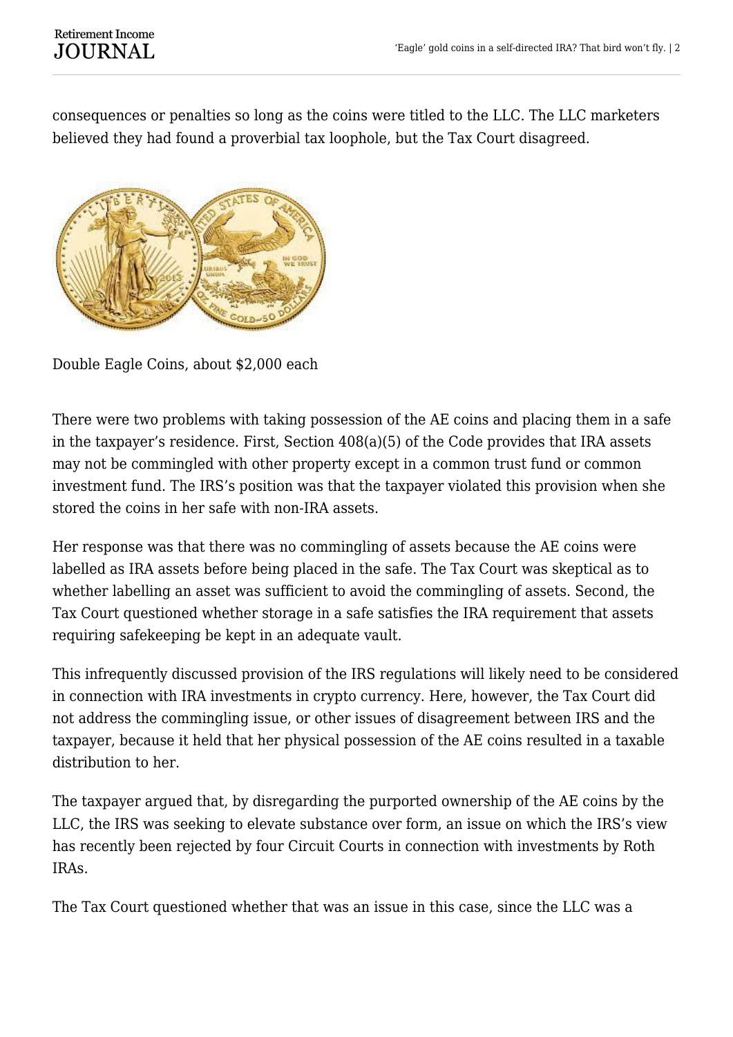consequences or penalties so long as the coins were titled to the LLC. The LLC marketers believed they had found a proverbial tax loophole, but the Tax Court disagreed.

Double Eagle Coins, about $2,000 each

There were two problems with taking possession of the AE coins and placing them in a safe in the taxpayer's residence. First, Section 408(a)(5) of the Code provides that IRA assets may not be commingled with other property except in a common trust fund or common investment fund. The IRS's position was that the taxpayer violated this provision when she stored the coins in her safe with non-IRA assets.

Her response was that there was no commingling of assets because the AE coins were labelled as IRA assets before being placed in the safe. The Tax Court was skeptical as to whether labelling an asset was sufficient to avoid the commingling of assets. Second, the Tax Court questioned whether storage in a safe satisfies the IRA requirement that assets requiring safekeeping be kept in an adequate vault.

This infrequently discussed provision of the IRS regulations will likely need to be considered in connection with IRA investments in crypto currency. Here, however, the Tax Court did not address the commingling issue, or other issues of disagreement between IRS and the taxpayer, because it held that her physical possession of the AE coins resulted in a taxable distribution to her.

The taxpayer argued that, by disregarding the purported ownership of the AE coins by the LLC, the IRS was seeking to elevate substance over form, an issue on which the IRS's view has recently been rejected by four Circuit Courts in connection with investments by Roth IRAs.

The Tax Court questioned whether that was an issue in this case, since the LLC was a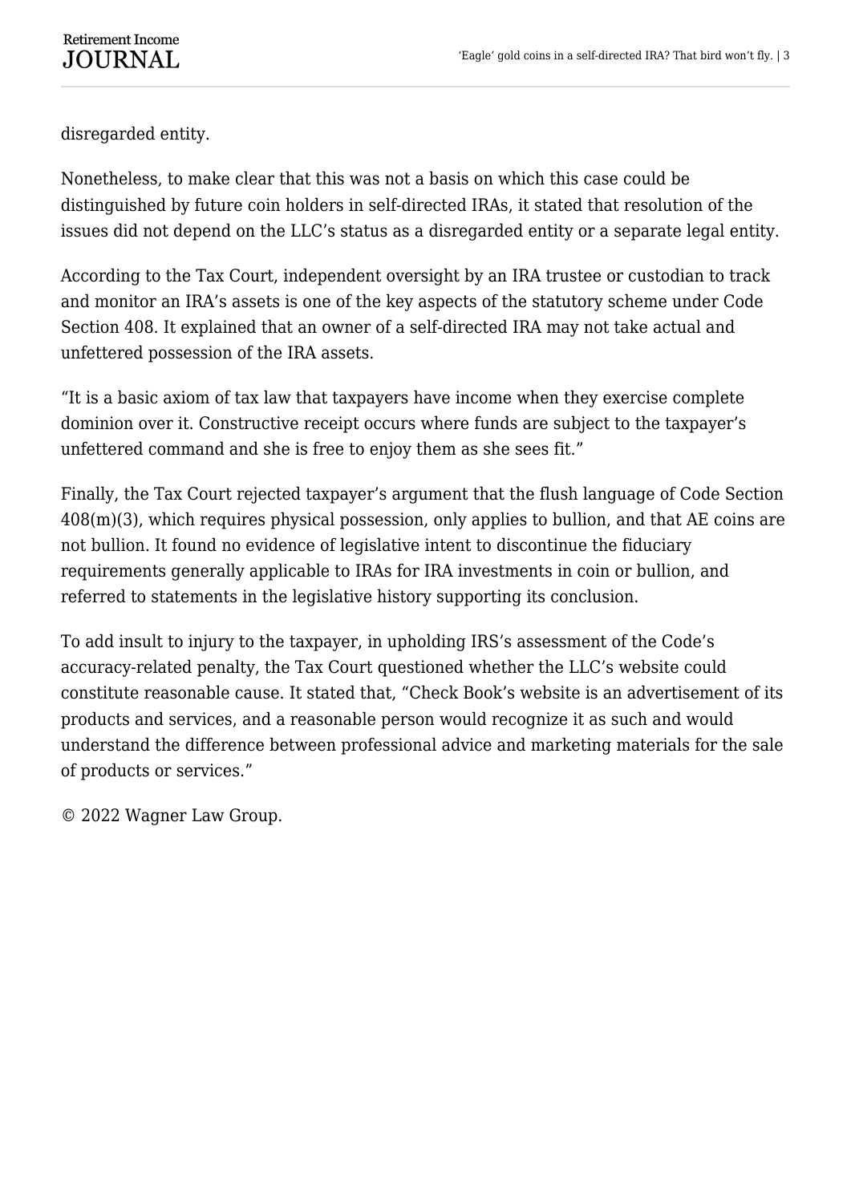disregarded entity.

Nonetheless, to make clear that this was not a basis on which this case could be distinguished by future coin holders in self-directed IRAs, it stated that resolution of the issues did not depend on the LLC's status as a disregarded entity or a separate legal entity.

According to the Tax Court, independent oversight by an IRA trustee or custodian to track and monitor an IRA's assets is one of the key aspects of the statutory scheme under Code Section 408. It explained that an owner of a self-directed IRA may not take actual and unfettered possession of the IRA assets.

"It is a basic axiom of tax law that taxpayers have income when they exercise complete dominion over it. Constructive receipt occurs where funds are subject to the taxpayer's unfettered command and she is free to enjoy them as she sees fit."

Finally, the Tax Court rejected taxpayer's argument that the flush language of Code Section 408(m)(3), which requires physical possession, only applies to bullion, and that AE coins are not bullion. It found no evidence of legislative intent to discontinue the fiduciary requirements generally applicable to IRAs for IRA investments in coin or bullion, and referred to statements in the legislative history supporting its conclusion.

To add insult to injury to the taxpayer, in upholding IRS's assessment of the Code's accuracy-related penalty, the Tax Court questioned whether the LLC's website could constitute reasonable cause. It stated that, "Check Book's website is an advertisement of its products and services, and a reasonable person would recognize it as such and would understand the difference between professional advice and marketing materials for the sale of products or services."

© 2022 Wagner Law Group.